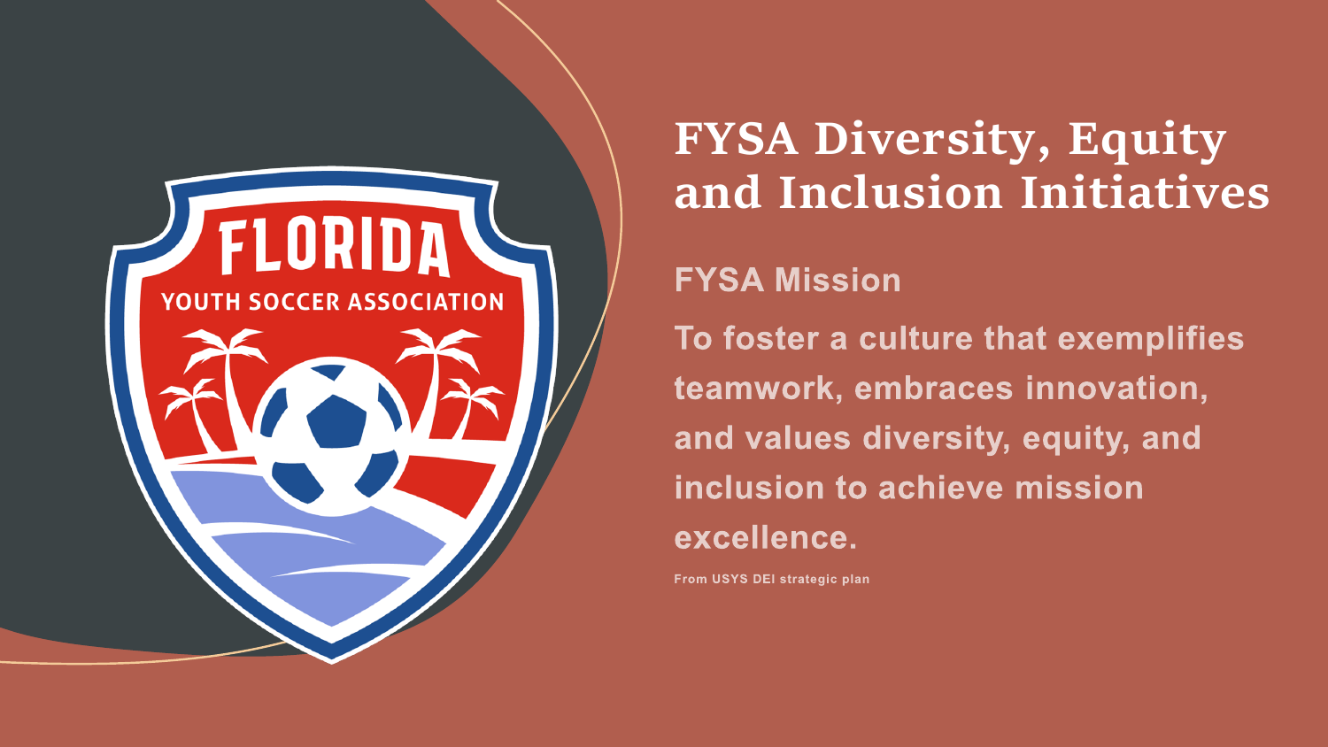# FYSA Diversity, Equity and Inclusion Initiatives

## FYSA Mission

**To foster a culture that exemplifies teamwork, embraces innovation, and values diversity, equity, and inclusion to achieve mission excellence.**

From USYS DEI strategic plan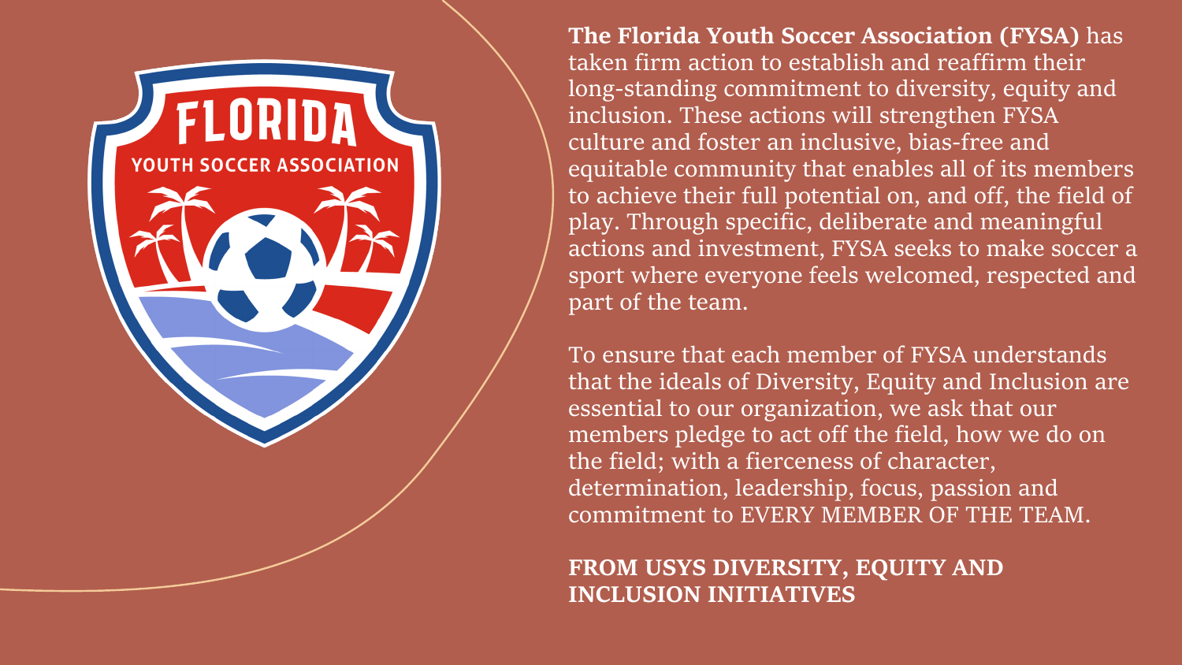**The Florida Youth Soccer Association (FYSA)** has taken firm action to establish and reaffirm their long-standing commitment to diversity, equity and inclusion. These actions will strengthen FYSA culture and foster an inclusive, bias-free and equitable community that enables all of its members to achieve their full potential on, and off, the field of play. Through specific, deliberate and meaningful actions and investment, FYSA seeks to make soccer a sport where everyone feels welcomed, respected and part of the team.

To ensure that each member of FYSA understands that the ideals of Diversity, Equity and Inclusion are essential to our organization, we ask that our members pledge to act off the field, how we do on the field; with a fierceness of character, determination, leadership, focus, passion and commitment to EVERY MEMBER OF THE TEAM.

**FROM USYS DIVERSITY, EQUITY AND INCLUSION INITIATIVES**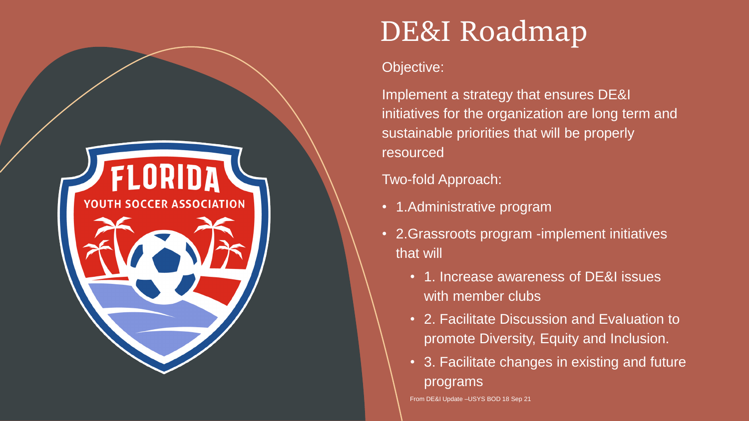# DE&I Roadmap

Objective:

Implement a strategy that ensures DE&I initiatives for the organization are long term and sustainable priorities that will be properly resourced

Two-fold Approach:

- 1.Administrative program
- 2.Grassroots program -implement initiatives that will
  - 1. Increase awareness of DE&I issues with member clubs
  - 2. Facilitate Discussion and Evaluation to promote Diversity, Equity and Inclusion.
  - 3. Facilitate changes in existing and future programs

From DE&I Update –USYS BOD 18 Sep 21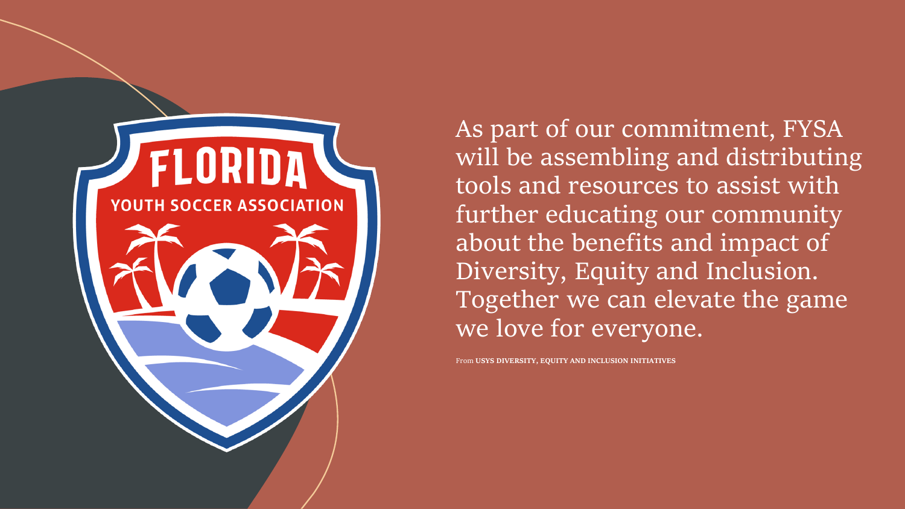FLORIDA
YOUTH SOCCER ASSOCIATION

As part of our commitment, FYSA will be assembling and distributing tools and resources to assist with further educating our community about the benefits and impact of Diversity, Equity and Inclusion. Together we can elevate the game we love for everyone.

From **USYS DIVERSITY, EQUITY AND INCLUSION INITIATIVES**